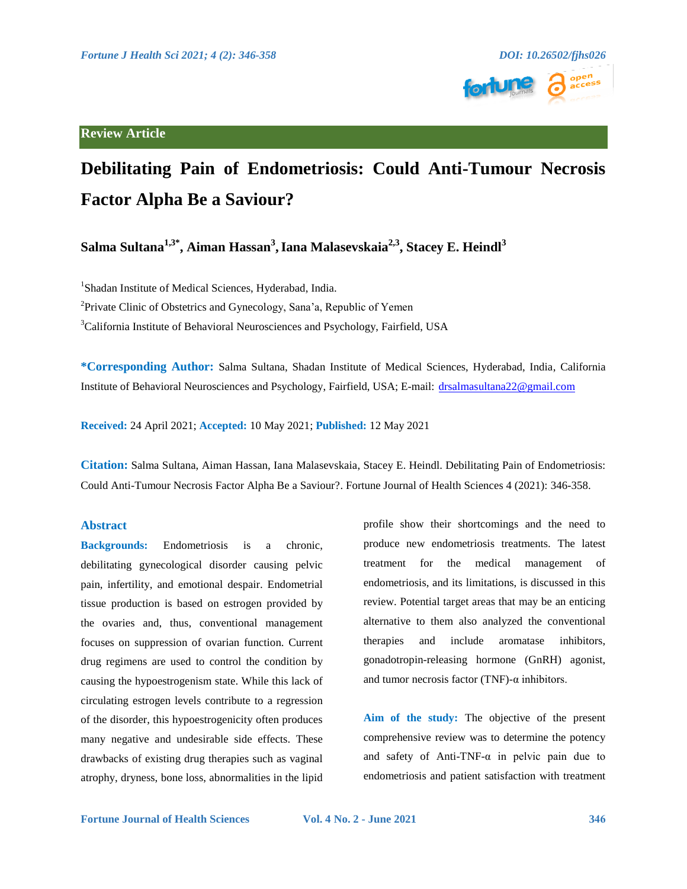**Review Article**

# Debilitating Pain of Endometriosis: Could Anti-Tumour Necrosis Factor Alpha Be a Saviour?

**Salma Sultana[1,3*], Aiman Hassan[3], Iana Malasevskaia[2,3], Stacey E. Heindl[3]**

[1]Shadan Institute of Medical Sciences, Hyderabad, India.

[2]Private Clinic of Obstetrics and Gynecology, Sana'a, Republic of Yemen

[3]California Institute of Behavioral Neurosciences and Psychology, Fairfield, USA

**\*Corresponding Author:** Salma Sultana, Shadan Institute of Medical Sciences, Hyderabad, India, California Institute of Behavioral Neurosciences and Psychology, Fairfield, USA; E-mail: drsalmasultana22@gmail.com

**Received:** 24 April 2021; **Accepted:** 10 May 2021; **Published:** 12 May 2021

**Citation:** Salma Sultana, Aiman Hassan, Iana Malasevskaia, Stacey E. Heindl. Debilitating Pain of Endometriosis: Could Anti-Tumour Necrosis Factor Alpha Be a Saviour?. Fortune Journal of Health Sciences 4 (2021): 346-358.

## Abstract

**Backgrounds:** Endometriosis is a chronic, debilitating gynecological disorder causing pelvic pain, infertility, and emotional despair. Endometrial tissue production is based on estrogen provided by the ovaries and, thus, conventional management focuses on suppression of ovarian function. Current drug regimens are used to control the condition by causing the hypoestrogenism state. While this lack of circulating estrogen levels contribute to a regression of the disorder, this hypoestrogenicity often produces many negative and undesirable side effects. These drawbacks of existing drug therapies such as vaginal atrophy, dryness, bone loss, abnormalities in the lipid profile show their shortcomings and the need to produce new endometriosis treatments. The latest treatment for the medical management of endometriosis, and its limitations, is discussed in this review. Potential target areas that may be an enticing alternative to them also analyzed the conventional therapies and include aromatase inhibitors, gonadotropin-releasing hormone (GnRH) agonist, and tumor necrosis factor (TNF)-α inhibitors.

**Aim of the study:** The objective of the present comprehensive review was to determine the potency and safety of Anti-TNF-α in pelvic pain due to endometriosis and patient satisfaction with treatment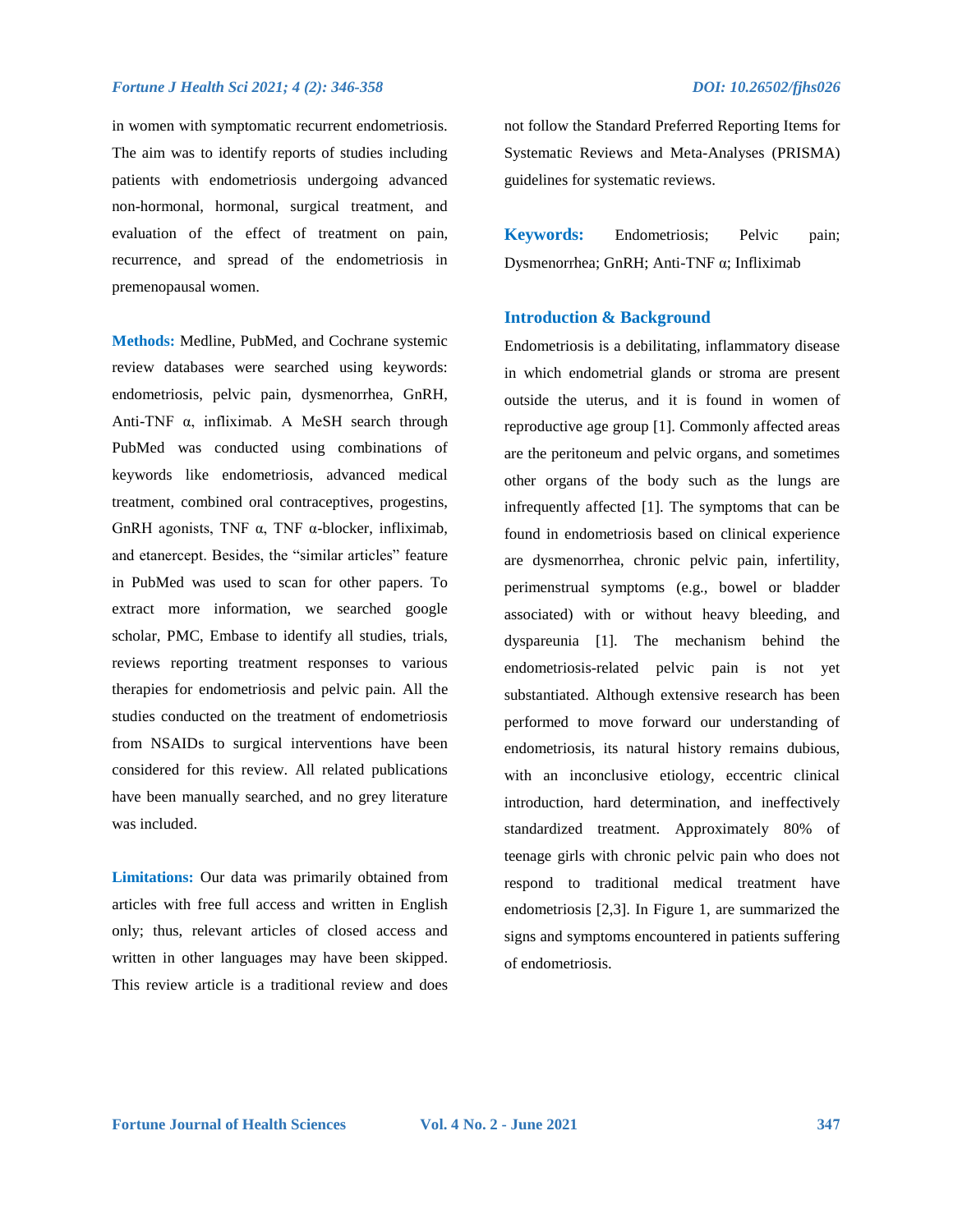in women with symptomatic recurrent endometriosis. The aim was to identify reports of studies including patients with endometriosis undergoing advanced non-hormonal, hormonal, surgical treatment, and evaluation of the effect of treatment on pain, recurrence, and spread of the endometriosis in premenopausal women.

**Methods:** Medline, PubMed, and Cochrane systemic review databases were searched using keywords: endometriosis, pelvic pain, dysmenorrhea, GnRH, Anti-TNF α, infliximab. A MeSH search through PubMed was conducted using combinations of keywords like endometriosis, advanced medical treatment, combined oral contraceptives, progestins, GnRH agonists, TNF α, TNF α-blocker, infliximab, and etanercept. Besides, the "similar articles" feature in PubMed was used to scan for other papers. To extract more information, we searched google scholar, PMC, Embase to identify all studies, trials, reviews reporting treatment responses to various therapies for endometriosis and pelvic pain. All the studies conducted on the treatment of endometriosis from NSAIDs to surgical interventions have been considered for this review. All related publications have been manually searched, and no grey literature was included.

**Limitations:** Our data was primarily obtained from articles with free full access and written in English only; thus, relevant articles of closed access and written in other languages may have been skipped. This review article is a traditional review and does not follow the Standard Preferred Reporting Items for Systematic Reviews and Meta-Analyses (PRISMA) guidelines for systematic reviews.

**Keywords:** Endometriosis; Pelvic pain; Dysmenorrhea; GnRH; Anti-TNF α; Infliximab

## Introduction & Background

Endometriosis is a debilitating, inflammatory disease in which endometrial glands or stroma are present outside the uterus, and it is found in women of reproductive age group [1]. Commonly affected areas are the peritoneum and pelvic organs, and sometimes other organs of the body such as the lungs are infrequently affected [1]. The symptoms that can be found in endometriosis based on clinical experience are dysmenorrhea, chronic pelvic pain, infertility, perimenstrual symptoms (e.g., bowel or bladder associated) with or without heavy bleeding, and dyspareunia [1]. The mechanism behind the endometriosis-related pelvic pain is not yet substantiated. Although extensive research has been performed to move forward our understanding of endometriosis, its natural history remains dubious, with an inconclusive etiology, eccentric clinical introduction, hard determination, and ineffectively standardized treatment. Approximately 80% of teenage girls with chronic pelvic pain who does not respond to traditional medical treatment have endometriosis [2,3]. In Figure 1, are summarized the signs and symptoms encountered in patients suffering of endometriosis.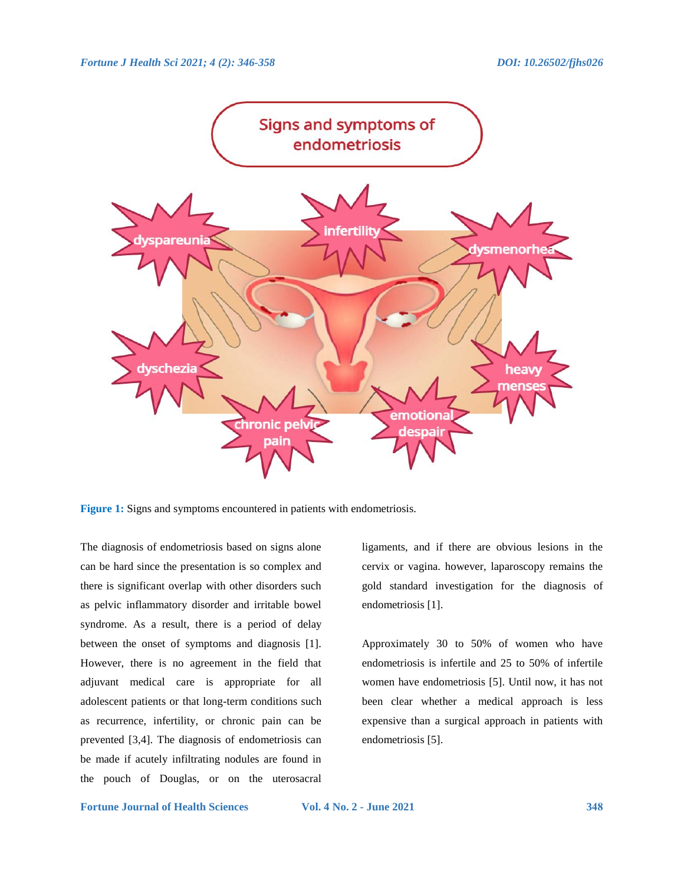**Figure 1:** Signs and symptoms encountered in patients with endometriosis.

The diagnosis of endometriosis based on signs alone can be hard since the presentation is so complex and there is significant overlap with other disorders such as pelvic inflammatory disorder and irritable bowel syndrome. As a result, there is a period of delay between the onset of symptoms and diagnosis [1]. However, there is no agreement in the field that adjuvant medical care is appropriate for all adolescent patients or that long-term conditions such as recurrence, infertility, or chronic pain can be prevented [3,4]. The diagnosis of endometriosis can be made if acutely infiltrating nodules are found in the pouch of Douglas, or on the uterosacral ligaments, and if there are obvious lesions in the cervix or vagina. however, laparoscopy remains the gold standard investigation for the diagnosis of endometriosis [1].

Approximately 30 to 50% of women who have endometriosis is infertile and 25 to 50% of infertile women have endometriosis [5]. Until now, it has not been clear whether a medical approach is less expensive than a surgical approach in patients with endometriosis [5].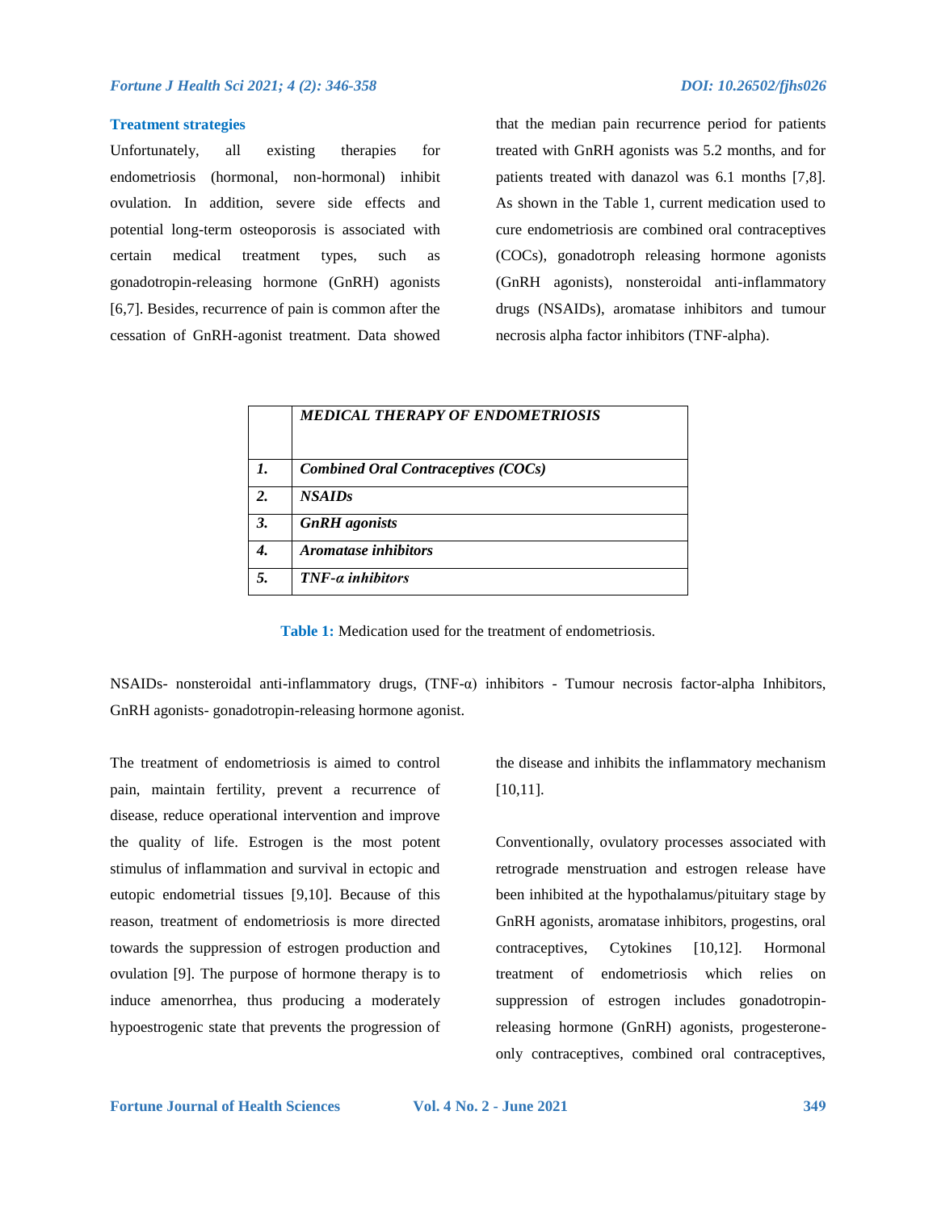### Treatment strategies

Unfortunately, all existing therapies for endometriosis (hormonal, non-hormonal) inhibit ovulation. In addition, severe side effects and potential long-term osteoporosis is associated with certain medical treatment types, such as gonadotropin-releasing hormone (GnRH) agonists [6,7]. Besides, recurrence of pain is common after the cessation of GnRH-agonist treatment. Data showed that the median pain recurrence period for patients treated with GnRH agonists was 5.2 months, and for patients treated with danazol was 6.1 months [7,8]. As shown in the Table 1, current medication used to cure endometriosis are combined oral contraceptives (COCs), gonadotroph releasing hormone agonists (GnRH agonists), nonsteroidal anti-inflammatory drugs (NSAIDs), aromatase inhibitors and tumour necrosis alpha factor inhibitors (TNF-alpha).

| | ***MEDICAL THERAPY OF ENDOMETRIOSIS*** |
|---|---|
| ***1.*** | ***Combined Oral Contraceptives (COCs)*** |
| ***2.*** | ***NSAIDs*** |
| ***3.*** | ***GnRH agonists*** |
| ***4.*** | ***Aromatase inhibitors*** |
| ***5.*** | ***TNF-α inhibitors*** |

**Table 1:** Medication used for the treatment of endometriosis.

NSAIDs- nonsteroidal anti-inflammatory drugs, (TNF-α) inhibitors - Tumour necrosis factor-alpha Inhibitors, GnRH agonists- gonadotropin-releasing hormone agonist.

The treatment of endometriosis is aimed to control pain, maintain fertility, prevent a recurrence of disease, reduce operational intervention and improve the quality of life. Estrogen is the most potent stimulus of inflammation and survival in ectopic and eutopic endometrial tissues [9,10]. Because of this reason, treatment of endometriosis is more directed towards the suppression of estrogen production and ovulation [9]. The purpose of hormone therapy is to induce amenorrhea, thus producing a moderately hypoestrogenic state that prevents the progression of the disease and inhibits the inflammatory mechanism [10,11].

Conventionally, ovulatory processes associated with retrograde menstruation and estrogen release have been inhibited at the hypothalamus/pituitary stage by GnRH agonists, aromatase inhibitors, progestins, oral contraceptives, Cytokines [10,12]. Hormonal treatment of endometriosis which relies on suppression of estrogen includes gonadotropin-releasing hormone (GnRH) agonists, progesterone-only contraceptives, combined oral contraceptives,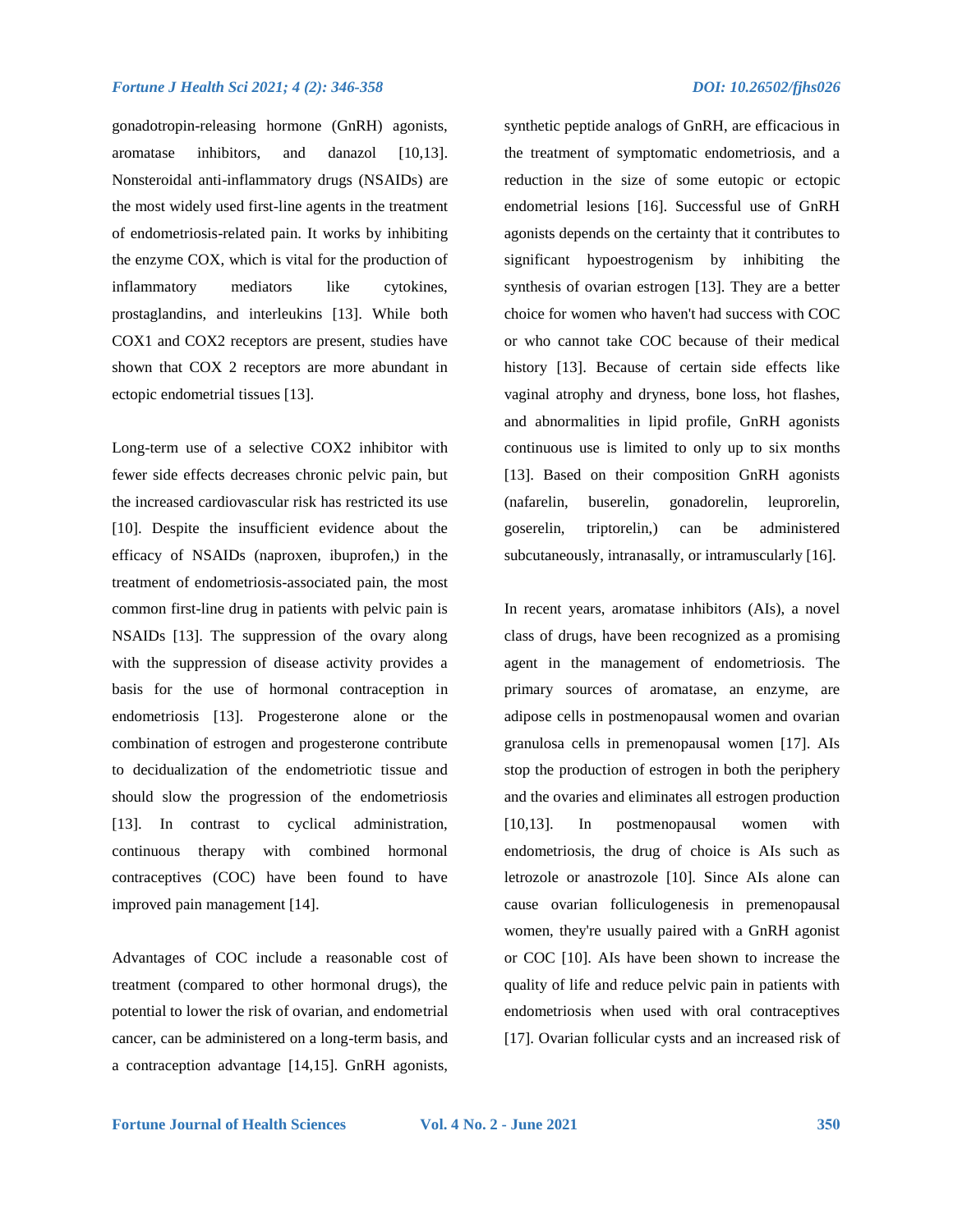gonadotropin-releasing hormone (GnRH) agonists, aromatase inhibitors, and danazol [10,13]. Nonsteroidal anti-inflammatory drugs (NSAIDs) are the most widely used first-line agents in the treatment of endometriosis-related pain. It works by inhibiting the enzyme COX, which is vital for the production of inflammatory mediators like cytokines, prostaglandins, and interleukins [13]. While both COX1 and COX2 receptors are present, studies have shown that COX 2 receptors are more abundant in ectopic endometrial tissues [13].

Long-term use of a selective COX2 inhibitor with fewer side effects decreases chronic pelvic pain, but the increased cardiovascular risk has restricted its use [10]. Despite the insufficient evidence about the efficacy of NSAIDs (naproxen, ibuprofen,) in the treatment of endometriosis-associated pain, the most common first-line drug in patients with pelvic pain is NSAIDs [13]. The suppression of the ovary along with the suppression of disease activity provides a basis for the use of hormonal contraception in endometriosis [13]. Progesterone alone or the combination of estrogen and progesterone contribute to decidualization of the endometriotic tissue and should slow the progression of the endometriosis [13]. In contrast to cyclical administration, continuous therapy with combined hormonal contraceptives (COC) have been found to have improved pain management [14].

Advantages of COC include a reasonable cost of treatment (compared to other hormonal drugs), the potential to lower the risk of ovarian, and endometrial cancer, can be administered on a long-term basis, and a contraception advantage [14,15]. GnRH agonists, synthetic peptide analogs of GnRH, are efficacious in the treatment of symptomatic endometriosis, and a reduction in the size of some eutopic or ectopic endometrial lesions [16]. Successful use of GnRH agonists depends on the certainty that it contributes to significant hypoestrogenism by inhibiting the synthesis of ovarian estrogen [13]. They are a better choice for women who haven't had success with COC or who cannot take COC because of their medical history [13]. Because of certain side effects like vaginal atrophy and dryness, bone loss, hot flashes, and abnormalities in lipid profile, GnRH agonists continuous use is limited to only up to six months [13]. Based on their composition GnRH agonists (nafarelin, buserelin, gonadorelin, leuprorelin, goserelin, triptorelin,) can be administered subcutaneously, intranasally, or intramuscularly [16].

In recent years, aromatase inhibitors (AIs), a novel class of drugs, have been recognized as a promising agent in the management of endometriosis. The primary sources of aromatase, an enzyme, are adipose cells in postmenopausal women and ovarian granulosa cells in premenopausal women [17]. AIs stop the production of estrogen in both the periphery and the ovaries and eliminates all estrogen production [10,13]. In postmenopausal women with endometriosis, the drug of choice is AIs such as letrozole or anastrozole [10]. Since AIs alone can cause ovarian folliculogenesis in premenopausal women, they're usually paired with a GnRH agonist or COC [10]. AIs have been shown to increase the quality of life and reduce pelvic pain in patients with endometriosis when used with oral contraceptives [17]. Ovarian follicular cysts and an increased risk of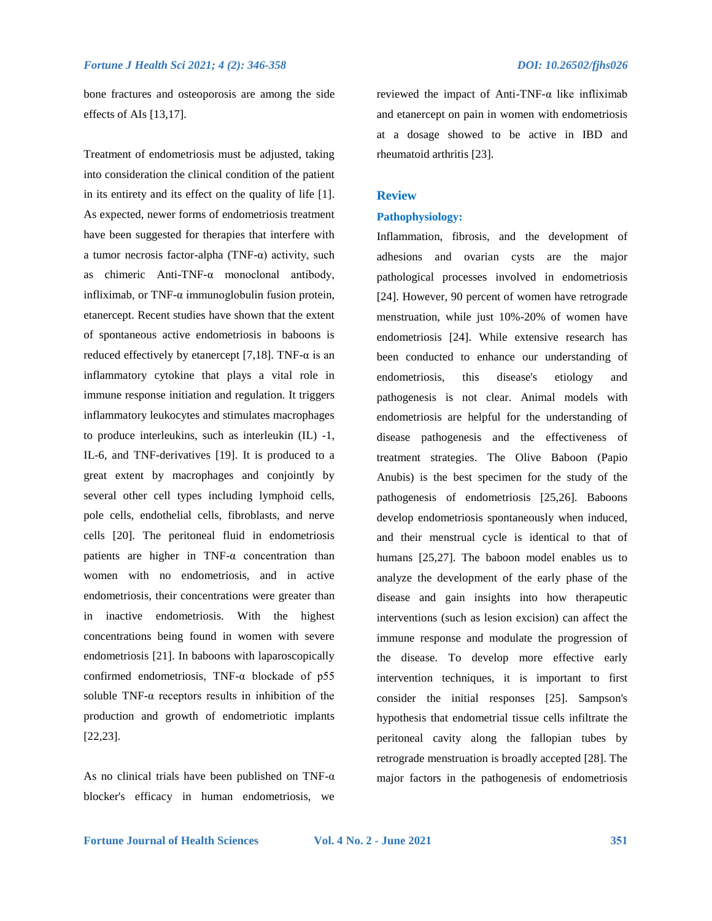bone fractures and osteoporosis are among the side effects of AIs [13,17].

Treatment of endometriosis must be adjusted, taking into consideration the clinical condition of the patient in its entirety and its effect on the quality of life [1]. As expected, newer forms of endometriosis treatment have been suggested for therapies that interfere with a tumor necrosis factor-alpha (TNF-α) activity, such as chimeric Anti-TNF-α monoclonal antibody, infliximab, or TNF-α immunoglobulin fusion protein, etanercept. Recent studies have shown that the extent of spontaneous active endometriosis in baboons is reduced effectively by etanercept [7,18]. TNF-α is an inflammatory cytokine that plays a vital role in immune response initiation and regulation. It triggers inflammatory leukocytes and stimulates macrophages to produce interleukins, such as interleukin (IL) -1, IL-6, and TNF-derivatives [19]. It is produced to a great extent by macrophages and conjointly by several other cell types including lymphoid cells, pole cells, endothelial cells, fibroblasts, and nerve cells [20]. The peritoneal fluid in endometriosis patients are higher in TNF-α concentration than women with no endometriosis, and in active endometriosis, their concentrations were greater than in inactive endometriosis. With the highest concentrations being found in women with severe endometriosis [21]. In baboons with laparoscopically confirmed endometriosis, TNF-α blockade of p55 soluble TNF-α receptors results in inhibition of the production and growth of endometriotic implants [22,23].

As no clinical trials have been published on TNF-α blocker's efficacy in human endometriosis, we reviewed the impact of Anti-TNF-α like infliximab and etanercept on pain in women with endometriosis at a dosage showed to be active in IBD and rheumatoid arthritis [23].

## Review

### Pathophysiology:

Inflammation, fibrosis, and the development of adhesions and ovarian cysts are the major pathological processes involved in endometriosis [24]. However, 90 percent of women have retrograde menstruation, while just 10%-20% of women have endometriosis [24]. While extensive research has been conducted to enhance our understanding of endometriosis, this disease's etiology and pathogenesis is not clear. Animal models with endometriosis are helpful for the understanding of disease pathogenesis and the effectiveness of treatment strategies. The Olive Baboon (Papio Anubis) is the best specimen for the study of the pathogenesis of endometriosis [25,26]. Baboons develop endometriosis spontaneously when induced, and their menstrual cycle is identical to that of humans [25,27]. The baboon model enables us to analyze the development of the early phase of the disease and gain insights into how therapeutic interventions (such as lesion excision) can affect the immune response and modulate the progression of the disease. To develop more effective early intervention techniques, it is important to first consider the initial responses [25]. Sampson's hypothesis that endometrial tissue cells infiltrate the peritoneal cavity along the fallopian tubes by retrograde menstruation is broadly accepted [28]. The major factors in the pathogenesis of endometriosis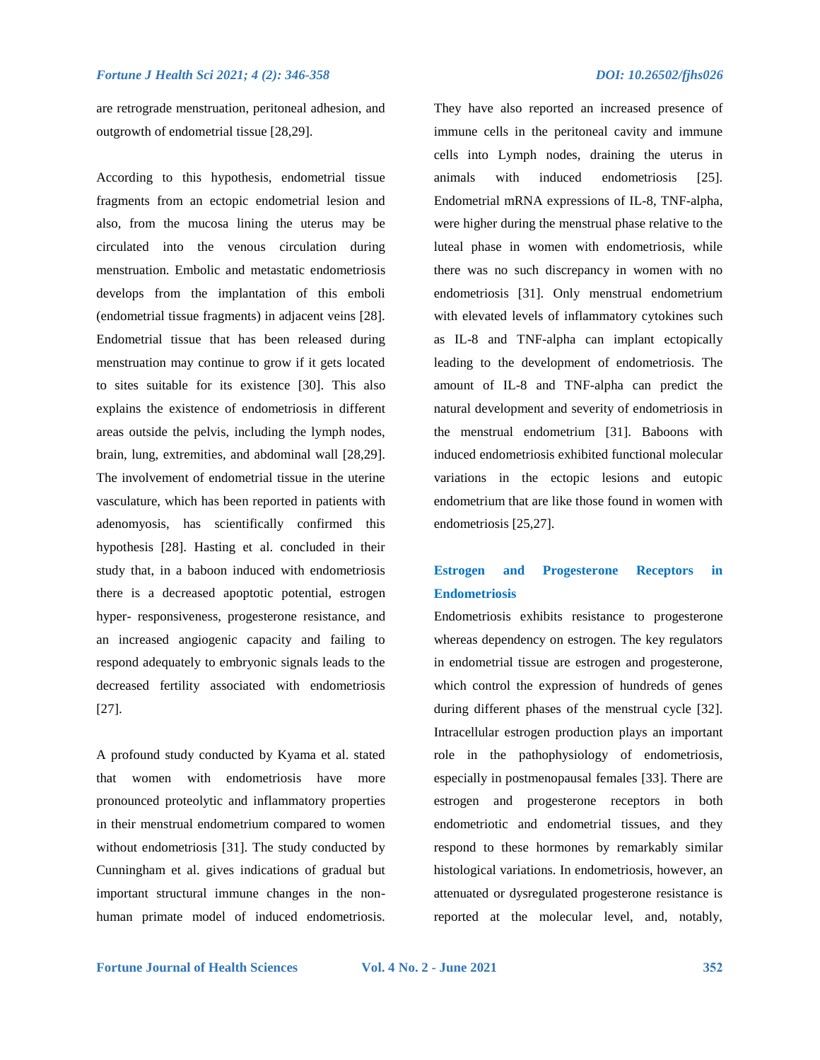are retrograde menstruation, peritoneal adhesion, and outgrowth of endometrial tissue [28,29].

According to this hypothesis, endometrial tissue fragments from an ectopic endometrial lesion and also, from the mucosa lining the uterus may be circulated into the venous circulation during menstruation. Embolic and metastatic endometriosis develops from the implantation of this emboli (endometrial tissue fragments) in adjacent veins [28]. Endometrial tissue that has been released during menstruation may continue to grow if it gets located to sites suitable for its existence [30]. This also explains the existence of endometriosis in different areas outside the pelvis, including the lymph nodes, brain, lung, extremities, and abdominal wall [28,29]. The involvement of endometrial tissue in the uterine vasculature, which has been reported in patients with adenomyosis, has scientifically confirmed this hypothesis [28]. Hasting et al. concluded in their study that, in a baboon induced with endometriosis there is a decreased apoptotic potential, estrogen hyper- responsiveness, progesterone resistance, and an increased angiogenic capacity and failing to respond adequately to embryonic signals leads to the decreased fertility associated with endometriosis [27].

A profound study conducted by Kyama et al. stated that women with endometriosis have more pronounced proteolytic and inflammatory properties in their menstrual endometrium compared to women without endometriosis [31]. The study conducted by Cunningham et al. gives indications of gradual but important structural immune changes in the non-human primate model of induced endometriosis. They have also reported an increased presence of immune cells in the peritoneal cavity and immune cells into Lymph nodes, draining the uterus in animals with induced endometriosis [25]. Endometrial mRNA expressions of IL-8, TNF-alpha, were higher during the menstrual phase relative to the luteal phase in women with endometriosis, while there was no such discrepancy in women with no endometriosis [31]. Only menstrual endometrium with elevated levels of inflammatory cytokines such as IL-8 and TNF-alpha can implant ectopically leading to the development of endometriosis. The amount of IL-8 and TNF-alpha can predict the natural development and severity of endometriosis in the menstrual endometrium [31]. Baboons with induced endometriosis exhibited functional molecular variations in the ectopic lesions and eutopic endometrium that are like those found in women with endometriosis [25,27].

## Estrogen and Progesterone Receptors in Endometriosis

Endometriosis exhibits resistance to progesterone whereas dependency on estrogen. The key regulators in endometrial tissue are estrogen and progesterone, which control the expression of hundreds of genes during different phases of the menstrual cycle [32]. Intracellular estrogen production plays an important role in the pathophysiology of endometriosis, especially in postmenopausal females [33]. There are estrogen and progesterone receptors in both endometriotic and endometrial tissues, and they respond to these hormones by remarkably similar histological variations. In endometriosis, however, an attenuated or dysregulated progesterone resistance is reported at the molecular level, and, notably,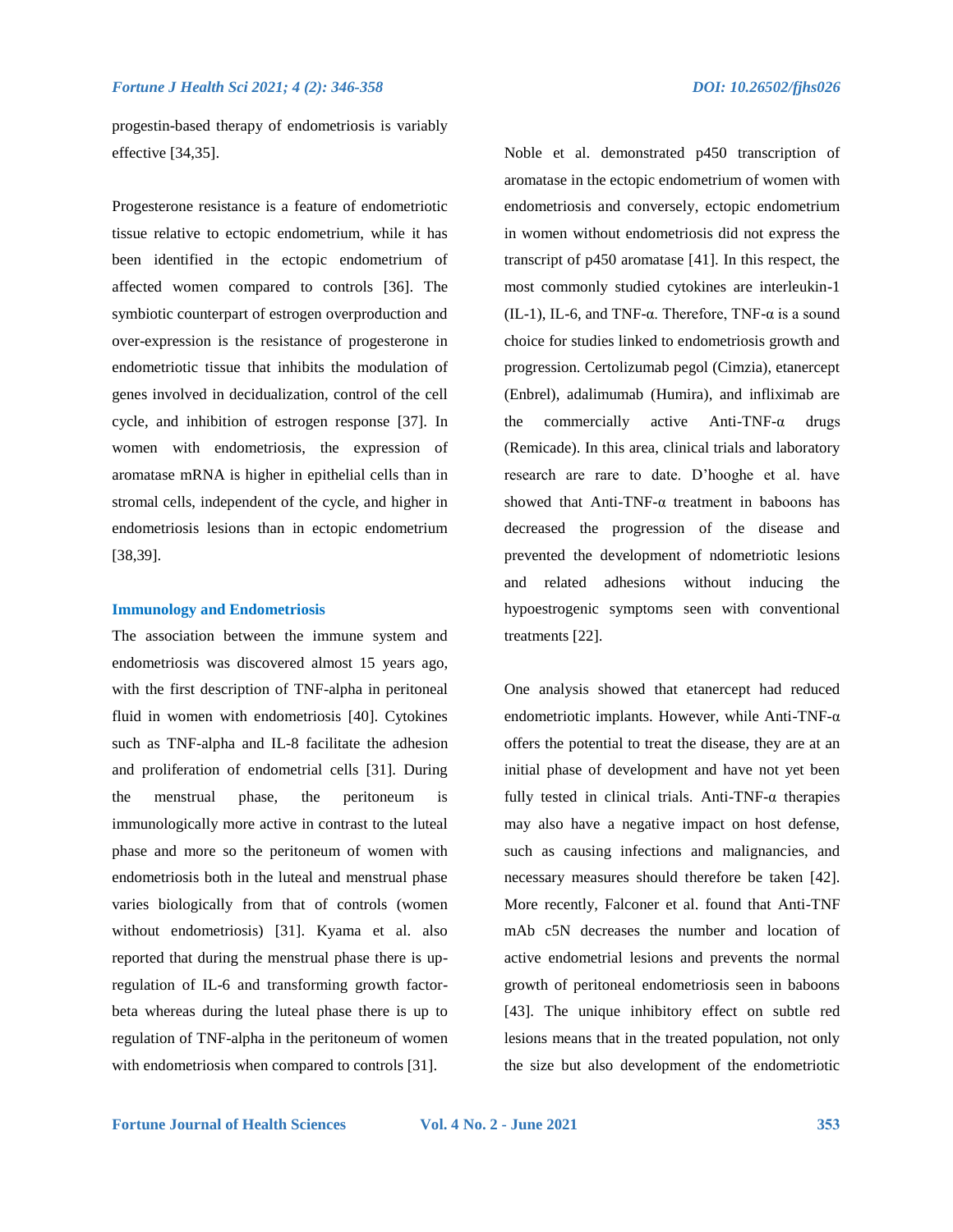progestin-based therapy of endometriosis is variably effective [34,35].

Progesterone resistance is a feature of endometriotic tissue relative to ectopic endometrium, while it has been identified in the ectopic endometrium of affected women compared to controls [36]. The symbiotic counterpart of estrogen overproduction and over-expression is the resistance of progesterone in endometriotic tissue that inhibits the modulation of genes involved in decidualization, control of the cell cycle, and inhibition of estrogen response [37]. In women with endometriosis, the expression of aromatase mRNA is higher in epithelial cells than in stromal cells, independent of the cycle, and higher in endometriosis lesions than in ectopic endometrium [38,39].

### Immunology and Endometriosis

The association between the immune system and endometriosis was discovered almost 15 years ago, with the first description of TNF-alpha in peritoneal fluid in women with endometriosis [40]. Cytokines such as TNF-alpha and IL-8 facilitate the adhesion and proliferation of endometrial cells [31]. During the menstrual phase, the peritoneum is immunologically more active in contrast to the luteal phase and more so the peritoneum of women with endometriosis both in the luteal and menstrual phase varies biologically from that of controls (women without endometriosis) [31]. Kyama et al. also reported that during the menstrual phase there is up-regulation of IL-6 and transforming growth factor-beta whereas during the luteal phase there is up to regulation of TNF-alpha in the peritoneum of women with endometriosis when compared to controls [31].

Noble et al. demonstrated p450 transcription of aromatase in the ectopic endometrium of women with endometriosis and conversely, ectopic endometrium in women without endometriosis did not express the transcript of p450 aromatase [41]. In this respect, the most commonly studied cytokines are interleukin-1 (IL-1), IL-6, and TNF-α. Therefore, TNF-α is a sound choice for studies linked to endometriosis growth and progression. Certolizumab pegol (Cimzia), etanercept (Enbrel), adalimumab (Humira), and infliximab are the commercially active Anti-TNF-α drugs (Remicade). In this area, clinical trials and laboratory research are rare to date. D'hooghe et al. have showed that Anti-TNF-α treatment in baboons has decreased the progression of the disease and prevented the development of ndometriotic lesions and related adhesions without inducing the hypoestrogenic symptoms seen with conventional treatments [22].

One analysis showed that etanercept had reduced endometriotic implants. However, while Anti-TNF-α offers the potential to treat the disease, they are at an initial phase of development and have not yet been fully tested in clinical trials. Anti-TNF-α therapies may also have a negative impact on host defense, such as causing infections and malignancies, and necessary measures should therefore be taken [42]. More recently, Falconer et al. found that Anti-TNF mAb c5N decreases the number and location of active endometrial lesions and prevents the normal growth of peritoneal endometriosis seen in baboons [43]. The unique inhibitory effect on subtle red lesions means that in the treated population, not only the size but also development of the endometriotic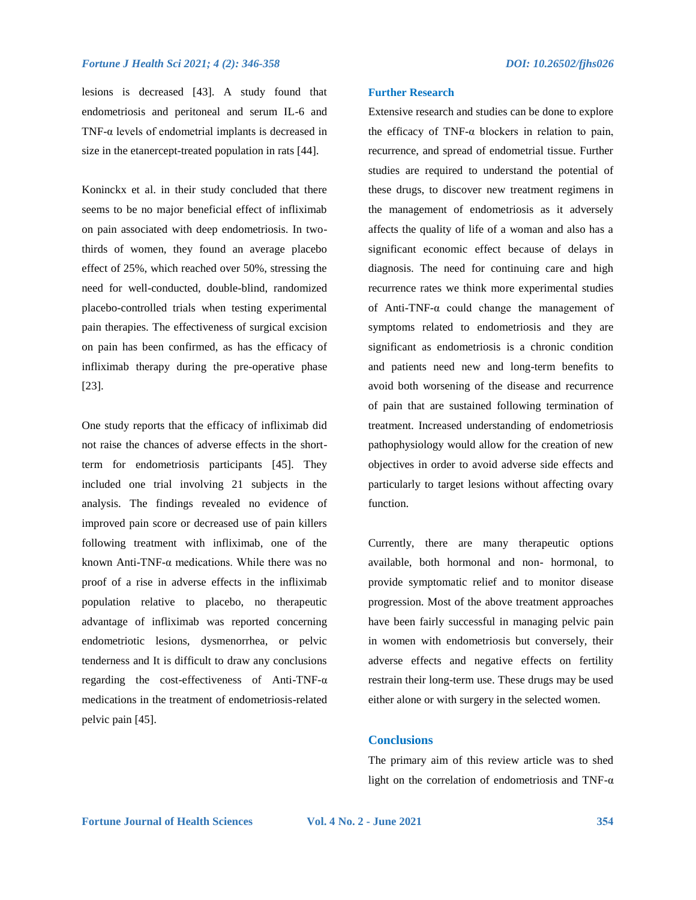lesions is decreased [43]. A study found that endometriosis and peritoneal and serum IL-6 and TNF-α levels of endometrial implants is decreased in size in the etanercept-treated population in rats [44].

Koninckx et al. in their study concluded that there seems to be no major beneficial effect of infliximab on pain associated with deep endometriosis. In two-thirds of women, they found an average placebo effect of 25%, which reached over 50%, stressing the need for well-conducted, double-blind, randomized placebo-controlled trials when testing experimental pain therapies. The effectiveness of surgical excision on pain has been confirmed, as has the efficacy of infliximab therapy during the pre-operative phase [23].

One study reports that the efficacy of infliximab did not raise the chances of adverse effects in the short-term for endometriosis participants [45]. They included one trial involving 21 subjects in the analysis. The findings revealed no evidence of improved pain score or decreased use of pain killers following treatment with infliximab, one of the known Anti-TNF-α medications. While there was no proof of a rise in adverse effects in the infliximab population relative to placebo, no therapeutic advantage of infliximab was reported concerning endometriotic lesions, dysmenorrhea, or pelvic tenderness and It is difficult to draw any conclusions regarding the cost-effectiveness of Anti-TNF-α medications in the treatment of endometriosis-related pelvic pain [45].

### Further Research

Extensive research and studies can be done to explore the efficacy of TNF-α blockers in relation to pain, recurrence, and spread of endometrial tissue. Further studies are required to understand the potential of these drugs, to discover new treatment regimens in the management of endometriosis as it adversely affects the quality of life of a woman and also has a significant economic effect because of delays in diagnosis. The need for continuing care and high recurrence rates we think more experimental studies of Anti-TNF-α could change the management of symptoms related to endometriosis and they are significant as endometriosis is a chronic condition and patients need new and long-term benefits to avoid both worsening of the disease and recurrence of pain that are sustained following termination of treatment. Increased understanding of endometriosis pathophysiology would allow for the creation of new objectives in order to avoid adverse side effects and particularly to target lesions without affecting ovary function.

Currently, there are many therapeutic options available, both hormonal and non- hormonal, to provide symptomatic relief and to monitor disease progression. Most of the above treatment approaches have been fairly successful in managing pelvic pain in women with endometriosis but conversely, their adverse effects and negative effects on fertility restrain their long-term use. These drugs may be used either alone or with surgery in the selected women.

## Conclusions

The primary aim of this review article was to shed light on the correlation of endometriosis and TNF-α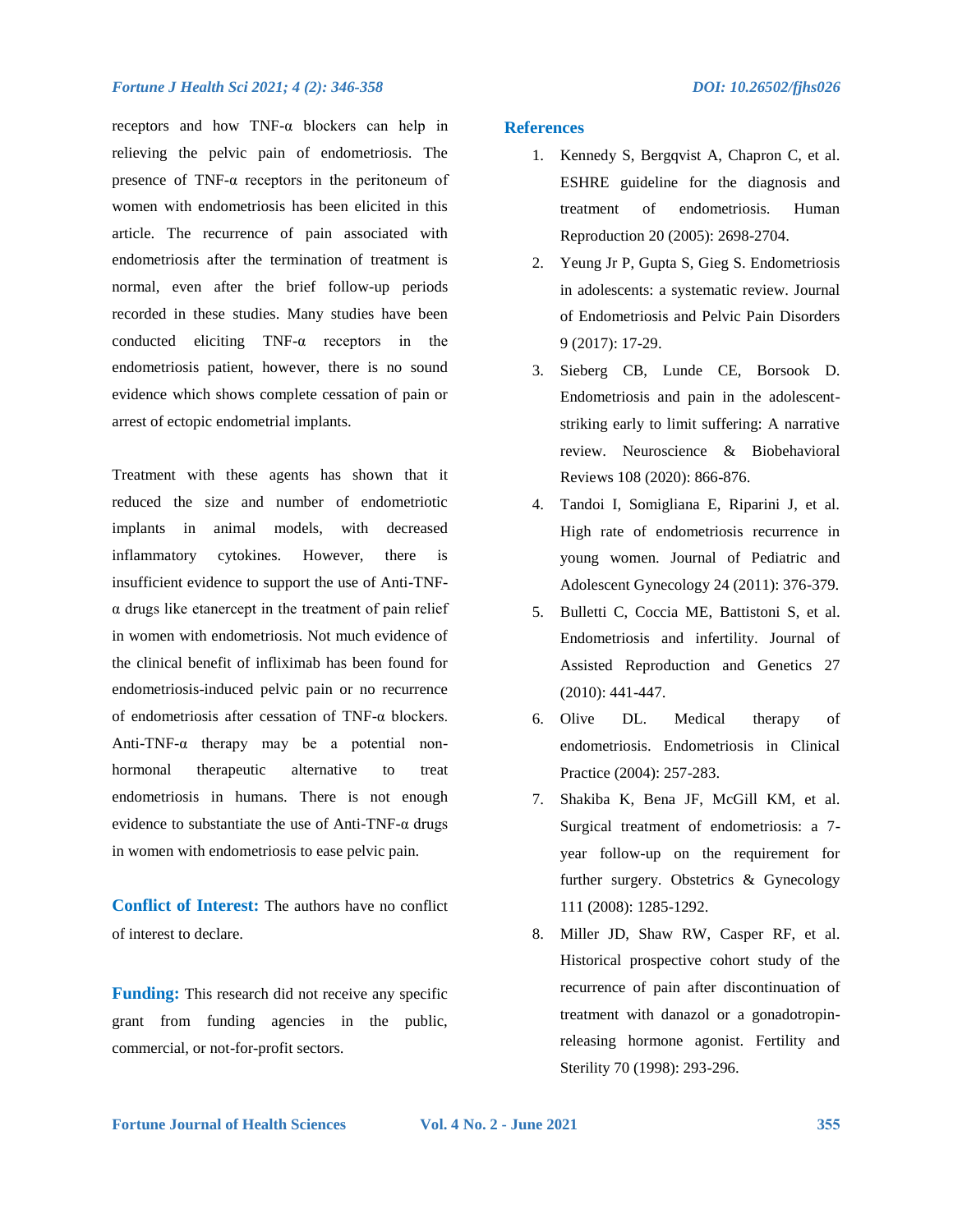receptors and how TNF-α blockers can help in relieving the pelvic pain of endometriosis. The presence of TNF-α receptors in the peritoneum of women with endometriosis has been elicited in this article. The recurrence of pain associated with endometriosis after the termination of treatment is normal, even after the brief follow-up periods recorded in these studies. Many studies have been conducted eliciting TNF-α receptors in the endometriosis patient, however, there is no sound evidence which shows complete cessation of pain or arrest of ectopic endometrial implants.

Treatment with these agents has shown that it reduced the size and number of endometriotic implants in animal models, with decreased inflammatory cytokines. However, there is insufficient evidence to support the use of Anti-TNF-α drugs like etanercept in the treatment of pain relief in women with endometriosis. Not much evidence of the clinical benefit of infliximab has been found for endometriosis-induced pelvic pain or no recurrence of endometriosis after cessation of TNF-α blockers. Anti-TNF-α therapy may be a potential non-hormonal therapeutic alternative to treat endometriosis in humans. There is not enough evidence to substantiate the use of Anti-TNF-α drugs in women with endometriosis to ease pelvic pain.

**Conflict of Interest:** The authors have no conflict of interest to declare.

**Funding:** This research did not receive any specific grant from funding agencies in the public, commercial, or not-for-profit sectors.

## References

1. Kennedy S, Bergqvist A, Chapron C, et al. ESHRE guideline for the diagnosis and treatment of endometriosis. Human Reproduction 20 (2005): 2698-2704.
2. Yeung Jr P, Gupta S, Gieg S. Endometriosis in adolescents: a systematic review. Journal of Endometriosis and Pelvic Pain Disorders 9 (2017): 17-29.
3. Sieberg CB, Lunde CE, Borsook D. Endometriosis and pain in the adolescent-striking early to limit suffering: A narrative review. Neuroscience & Biobehavioral Reviews 108 (2020): 866-876.
4. Tandoi I, Somigliana E, Riparini J, et al. High rate of endometriosis recurrence in young women. Journal of Pediatric and Adolescent Gynecology 24 (2011): 376-379.
5. Bulletti C, Coccia ME, Battistoni S, et al. Endometriosis and infertility. Journal of Assisted Reproduction and Genetics 27 (2010): 441-447.
6. Olive DL. Medical therapy of endometriosis. Endometriosis in Clinical Practice (2004): 257-283.
7. Shakiba K, Bena JF, McGill KM, et al. Surgical treatment of endometriosis: a 7-year follow-up on the requirement for further surgery. Obstetrics & Gynecology 111 (2008): 1285-1292.
8. Miller JD, Shaw RW, Casper RF, et al. Historical prospective cohort study of the recurrence of pain after discontinuation of treatment with danazol or a gonadotropin-releasing hormone agonist. Fertility and Sterility 70 (1998): 293-296.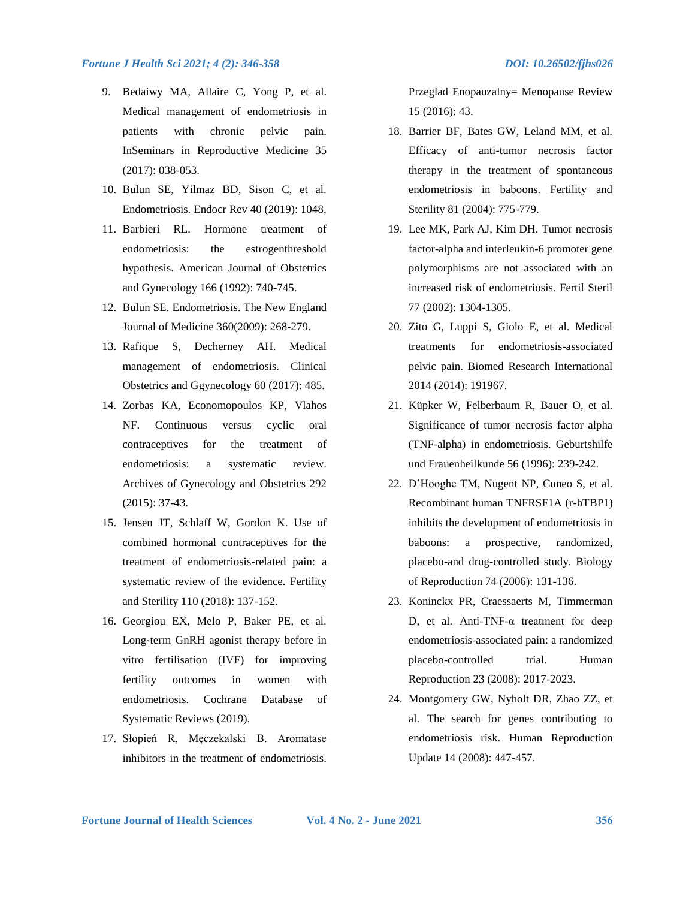9. Bedaiwy MA, Allaire C, Yong P, et al. Medical management of endometriosis in patients with chronic pelvic pain. InSeminars in Reproductive Medicine 35 (2017): 038-053.
10. Bulun SE, Yilmaz BD, Sison C, et al. Endometriosis. Endocr Rev 40 (2019): 1048.
11. Barbieri RL. Hormone treatment of endometriosis: the estrogenthreshold hypothesis. American Journal of Obstetrics and Gynecology 166 (1992): 740-745.
12. Bulun SE. Endometriosis. The New England Journal of Medicine 360(2009): 268-279.
13. Rafique S, Decherney AH. Medical management of endometriosis. Clinical Obstetrics and Ggynecology 60 (2017): 485.
14. Zorbas KA, Economopoulos KP, Vlahos NF. Continuous versus cyclic oral contraceptives for the treatment of endometriosis: a systematic review. Archives of Gynecology and Obstetrics 292 (2015): 37-43.
15. Jensen JT, Schlaff W, Gordon K. Use of combined hormonal contraceptives for the treatment of endometriosis-related pain: a systematic review of the evidence. Fertility and Sterility 110 (2018): 137-152.
16. Georgiou EX, Melo P, Baker PE, et al. Long-term GnRH agonist therapy before in vitro fertilisation (IVF) for improving fertility outcomes in women with endometriosis. Cochrane Database of Systematic Reviews (2019).
17. Słopień R, Męczekalski B. Aromatase inhibitors in the treatment of endometriosis. Przeglad Enopauzalny= Menopause Review 15 (2016): 43.
18. Barrier BF, Bates GW, Leland MM, et al. Efficacy of anti-tumor necrosis factor therapy in the treatment of spontaneous endometriosis in baboons. Fertility and Sterility 81 (2004): 775-779.
19. Lee MK, Park AJ, Kim DH. Tumor necrosis factor-alpha and interleukin-6 promoter gene polymorphisms are not associated with an increased risk of endometriosis. Fertil Steril 77 (2002): 1304-1305.
20. Zito G, Luppi S, Giolo E, et al. Medical treatments for endometriosis-associated pelvic pain. Biomed Research International 2014 (2014): 191967.
21. Küpker W, Felberbaum R, Bauer O, et al. Significance of tumor necrosis factor alpha (TNF-alpha) in endometriosis. Geburtshilfe und Frauenheilkunde 56 (1996): 239-242.
22. D'Hooghe TM, Nugent NP, Cuneo S, et al. Recombinant human TNFRSF1A (r-hTBP1) inhibits the development of endometriosis in baboons: a prospective, randomized, placebo-and drug-controlled study. Biology of Reproduction 74 (2006): 131-136.
23. Koninckx PR, Craessaerts M, Timmerman D, et al. Anti-TNF-α treatment for deep endometriosis-associated pain: a randomized placebo-controlled trial. Human Reproduction 23 (2008): 2017-2023.
24. Montgomery GW, Nyholt DR, Zhao ZZ, et al. The search for genes contributing to endometriosis risk. Human Reproduction Update 14 (2008): 447-457.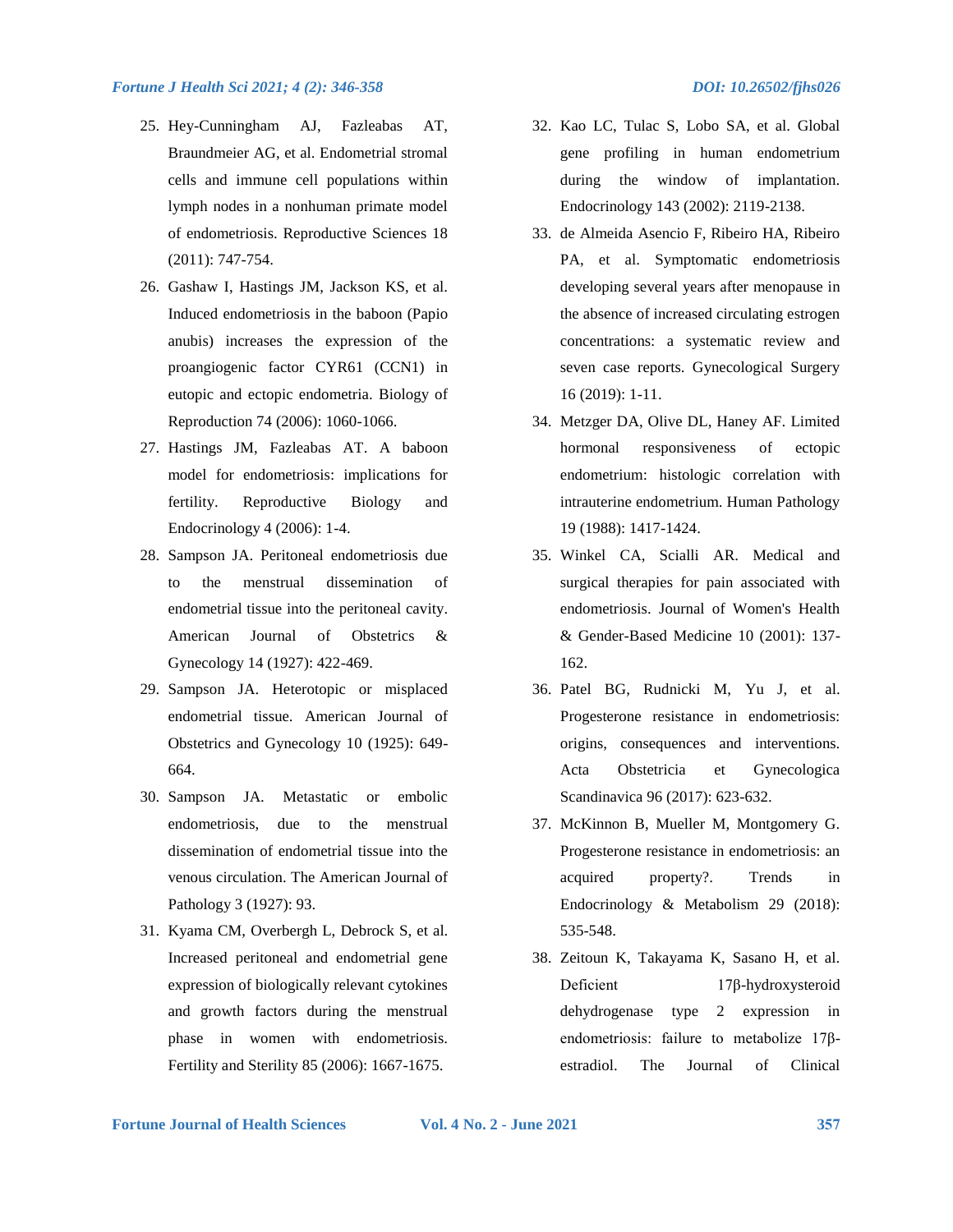25. Hey-Cunningham AJ, Fazleabas AT, Braundmeier AG, et al. Endometrial stromal cells and immune cell populations within lymph nodes in a nonhuman primate model of endometriosis. Reproductive Sciences 18 (2011): 747-754.
26. Gashaw I, Hastings JM, Jackson KS, et al. Induced endometriosis in the baboon (Papio anubis) increases the expression of the proangiogenic factor CYR61 (CCN1) in eutopic and ectopic endometria. Biology of Reproduction 74 (2006): 1060-1066.
27. Hastings JM, Fazleabas AT. A baboon model for endometriosis: implications for fertility. Reproductive Biology and Endocrinology 4 (2006): 1-4.
28. Sampson JA. Peritoneal endometriosis due to the menstrual dissemination of endometrial tissue into the peritoneal cavity. American Journal of Obstetrics & Gynecology 14 (1927): 422-469.
29. Sampson JA. Heterotopic or misplaced endometrial tissue. American Journal of Obstetrics and Gynecology 10 (1925): 649-664.
30. Sampson JA. Metastatic or embolic endometriosis, due to the menstrual dissemination of endometrial tissue into the venous circulation. The American Journal of Pathology 3 (1927): 93.
31. Kyama CM, Overbergh L, Debrock S, et al. Increased peritoneal and endometrial gene expression of biologically relevant cytokines and growth factors during the menstrual phase in women with endometriosis. Fertility and Sterility 85 (2006): 1667-1675.
32. Kao LC, Tulac S, Lobo SA, et al. Global gene profiling in human endometrium during the window of implantation. Endocrinology 143 (2002): 2119-2138.
33. de Almeida Asencio F, Ribeiro HA, Ribeiro PA, et al. Symptomatic endometriosis developing several years after menopause in the absence of increased circulating estrogen concentrations: a systematic review and seven case reports. Gynecological Surgery 16 (2019): 1-11.
34. Metzger DA, Olive DL, Haney AF. Limited hormonal responsiveness of ectopic endometrium: histologic correlation with intrauterine endometrium. Human Pathology 19 (1988): 1417-1424.
35. Winkel CA, Scialli AR. Medical and surgical therapies for pain associated with endometriosis. Journal of Women's Health & Gender-Based Medicine 10 (2001): 137-162.
36. Patel BG, Rudnicki M, Yu J, et al. Progesterone resistance in endometriosis: origins, consequences and interventions. Acta Obstetricia et Gynecologica Scandinavica 96 (2017): 623-632.
37. McKinnon B, Mueller M, Montgomery G. Progesterone resistance in endometriosis: an acquired property?. Trends in Endocrinology & Metabolism 29 (2018): 535-548.
38. Zeitoun K, Takayama K, Sasano H, et al. Deficient 17β-hydroxysteroid dehydrogenase type 2 expression in endometriosis: failure to metabolize 17β-estradiol. The Journal of Clinical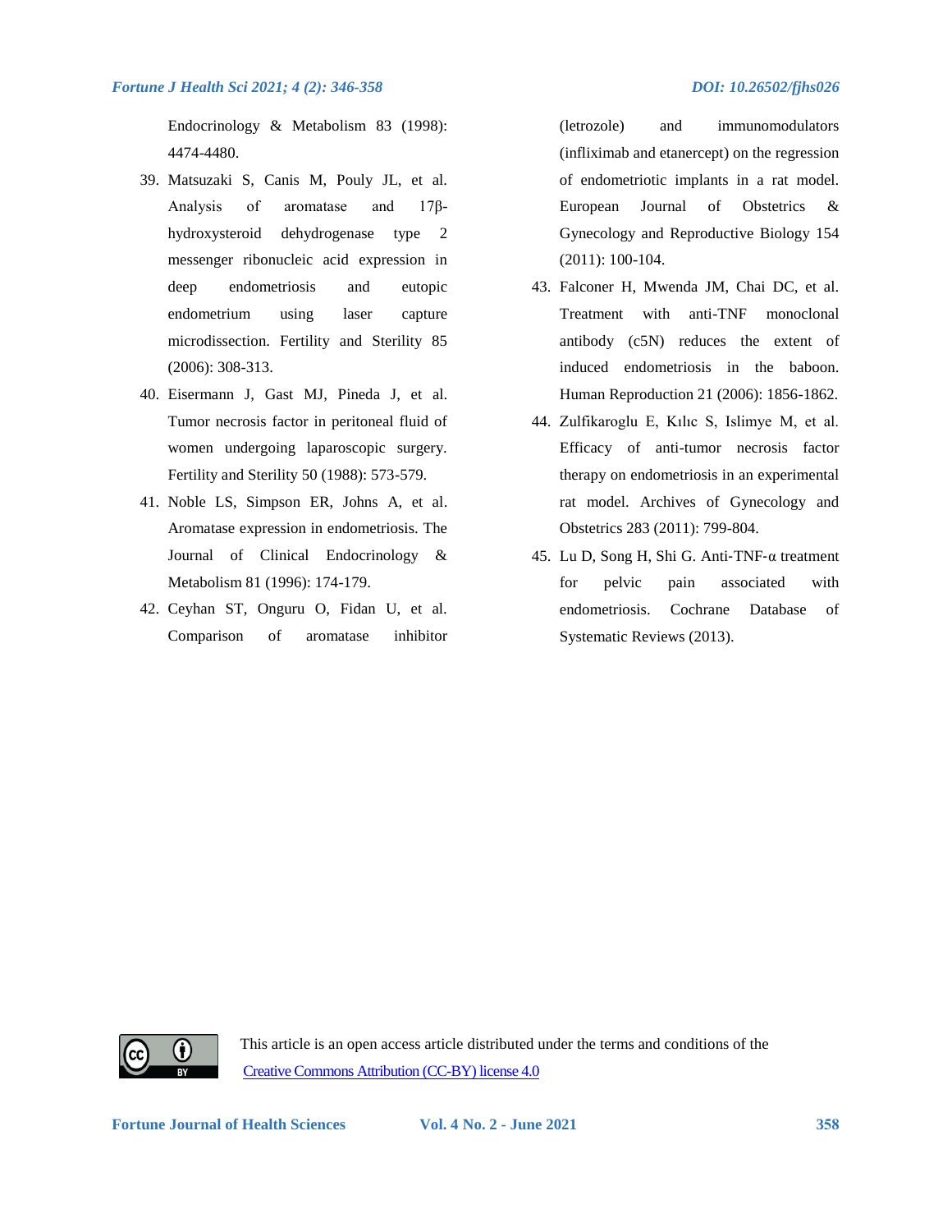Endocrinology & Metabolism 83 (1998): 4474-4480.

39. Matsuzaki S, Canis M, Pouly JL, et al. Analysis of aromatase and 17β-hydroxysteroid dehydrogenase type 2 messenger ribonucleic acid expression in deep endometriosis and eutopic endometrium using laser capture microdissection. Fertility and Sterility 85 (2006): 308-313.
40. Eisermann J, Gast MJ, Pineda J, et al. Tumor necrosis factor in peritoneal fluid of women undergoing laparoscopic surgery. Fertility and Sterility 50 (1988): 573-579.
41. Noble LS, Simpson ER, Johns A, et al. Aromatase expression in endometriosis. The Journal of Clinical Endocrinology & Metabolism 81 (1996): 174-179.
42. Ceyhan ST, Onguru O, Fidan U, et al. Comparison of aromatase inhibitor (letrozole) and immunomodulators (infliximab and etanercept) on the regression of endometriotic implants in a rat model. European Journal of Obstetrics & Gynecology and Reproductive Biology 154 (2011): 100-104.
43. Falconer H, Mwenda JM, Chai DC, et al. Treatment with anti-TNF monoclonal antibody (c5N) reduces the extent of induced endometriosis in the baboon. Human Reproduction 21 (2006): 1856-1862.
44. Zulfikaroglu E, Kılıc S, Islimye M, et al. Efficacy of anti-tumor necrosis factor therapy on endometriosis in an experimental rat model. Archives of Gynecology and Obstetrics 283 (2011): 799-804.
45. Lu D, Song H, Shi G. Anti-TNF-α treatment for pelvic pain associated with endometriosis. Cochrane Database of Systematic Reviews (2013).

This article is an open access article distributed under the terms and conditions of the Creative Commons Attribution (CC-BY) license 4.0